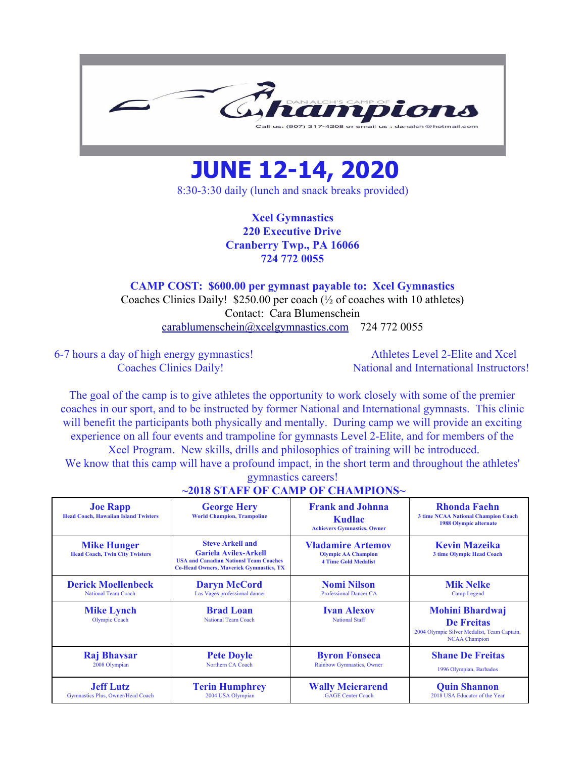DAN ALCH'S CAMP OF **Champions**

Call us: (907) 317-4208 or email us : danalch@hotmail.com

# JUNE 12-14, 2020

8:30-3:30 daily (lunch and snack breaks provided)

**Xcel Gymnastics**
**220 Executive Drive**
**Cranberry Twp., PA 16066**
**724 772 0055**

**CAMP COST: $600.00 per gymnast payable to: Xcel Gymnastics**

Coaches Clinics Daily! $250.00 per coach (½ of coaches with 10 athletes)

Contact: Cara Blumenschein

carablumenschein@xcelgymnastics.com 724 772 0055

6-7 hours a day of high energy gymnastics!
Coaches Clinics Daily!

Athletes Level 2-Elite and Xcel
National and International Instructors!

The goal of the camp is to give athletes the opportunity to work closely with some of the premier coaches in our sport, and to be instructed by former National and International gymnasts. This clinic will benefit the participants both physically and mentally. During camp we will provide an exciting experience on all four events and trampoline for gymnasts Level 2-Elite, and for members of the Xcel Program. New skills, drills and philosophies of training will be introduced.

We know that this camp will have a profound impact, in the short term and throughout the athletes' gymnastics careers!

## ~2018 STAFF OF CAMP OF CHAMPIONS~

| | | | |
|---|---|---|---|
| **Joe Rapp** Head Coach, Hawaiian Island Twisters | **George Hery** World Champion, Trampoline | **Frank and Johnna Kudlac** Achievers Gymnastics, Owner | **Rhonda Faehn** 3 time NCAA National Champion Coach 1988 Olympic alternate |
| **Mike Hunger** Head Coach, Twin City Twisters | **Steve Arkell and Gariela Avilex-Arkell** USA and Canadian Nationsl Team Coaches Co-Head Owners, Maverick Gymnastics, TX | **Vladamire Artemov** Olympic AA Champion 4 Time Gold Medalist | **Kevin Mazeika** 3 time Olympic Head Coach |
| **Derick Moellenbeck** National Team Coach | **Daryn McCord** Las Vages professional dancer | **Nomi Nilson** Professional Dancer CA | **Mik Nelke** Camp Legend |
| **Mike Lynch** Olympic Coach | **Brad Loan** National Team Coach | **Ivan Alexov** National Staff | **Mohini Bhardwaj De Freitas** 2004 Olympic Silver Medalist, Team Captain, NCAA Champion |
| **Raj Bhavsar** 2008 Olympian | **Pete Doyle** Northern CA Coach | **Byron Fonseca** Rainbow Gymnastics, Owner | **Shane De Freitas** 1996 Olympian, Barbados |
| **Jeff Lutz** Gymnastics Plus, Owner/Head Coach | **Terin Humphrey** 2004 USA Olympian | **Wally Meierarend** GAGE Center Coach | **Quin Shannon** 2018 USA Educator of the Year |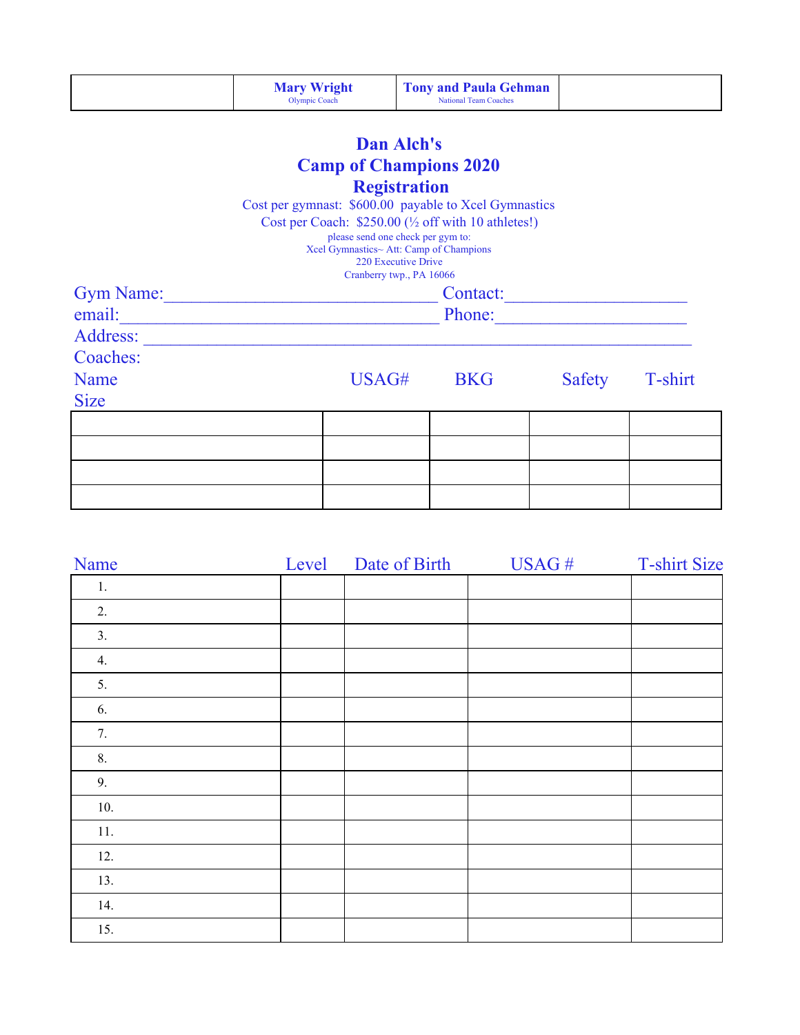| | Mary Wright<br>Olympic Coach | Tony and Paula Gehman<br>National Team Coaches | |
|---|---|---|---|

# Dan Alch's
# Camp of Champions 2020
# Registration

Cost per gymnast: $600.00 payable to Xcel Gymnastics

Cost per Coach: $250.00 (½ off with 10 athletes!)

please send one check per gym to:
Xcel Gymnastics~ Att: Camp of Champions
220 Executive Drive
Cranberry twp., PA 16066

Gym Name:______________________________ Contact:____________________

email:___________________________________ Phone:_____________________

Address: ____________________________________________________________

Coaches:

| Name | USAG# | BKG | Safety | T-shirt Size |
|---|---|---|---|---|
| | | | | |
| | | | | |
| | | | | |
| | | | | |

| Name | Level | Date of Birth | USAG # | T-shirt Size |
|---|---|---|---|---|
| 1. | | | | |
| 2. | | | | |
| 3. | | | | |
| 4. | | | | |
| 5. | | | | |
| 6. | | | | |
| 7. | | | | |
| 8. | | | | |
| 9. | | | | |
| 10. | | | | |
| 11. | | | | |
| 12. | | | | |
| 13. | | | | |
| 14. | | | | |
| 15. | | | | |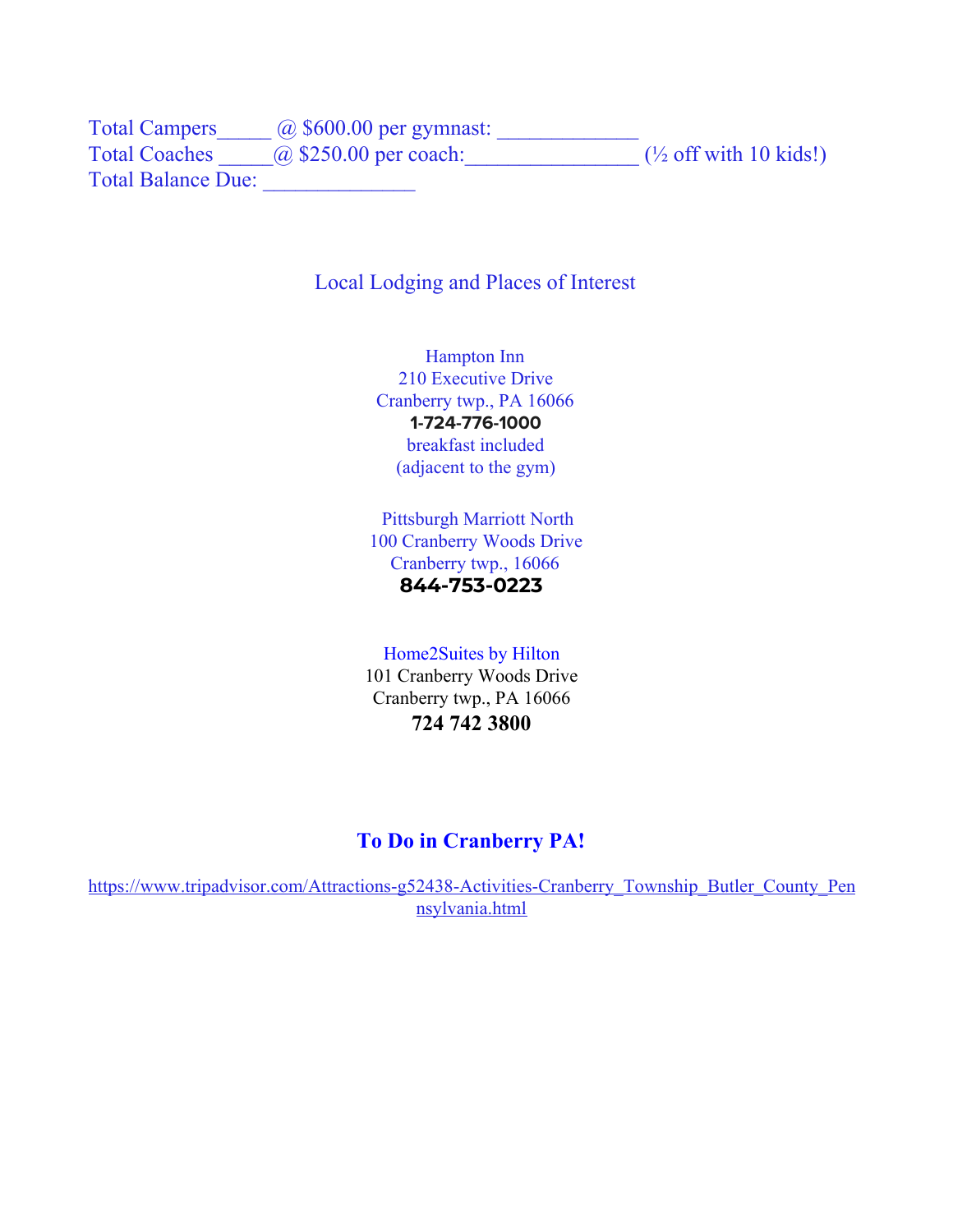Total Campers_____ @ $600.00 per gymnast: _____________
Total Coaches _____@ $250.00 per coach:________________ (½ off with 10 kids!)
Total Balance Due: ______________

## Local Lodging and Places of Interest

Hampton Inn
210 Executive Drive
Cranberry twp., PA 16066
**1-724-776-1000**
breakfast included
(adjacent to the gym)

Pittsburgh Marriott North
100 Cranberry Woods Drive
Cranberry twp., 16066
**844-753-0223**

Home2Suites by Hilton
101 Cranberry Woods Drive
Cranberry twp., PA 16066
**724 742 3800**

## To Do in Cranberry PA!

https://www.tripadvisor.com/Attractions-g52438-Activities-Cranberry_Township_Butler_County_Pennsylvania.html